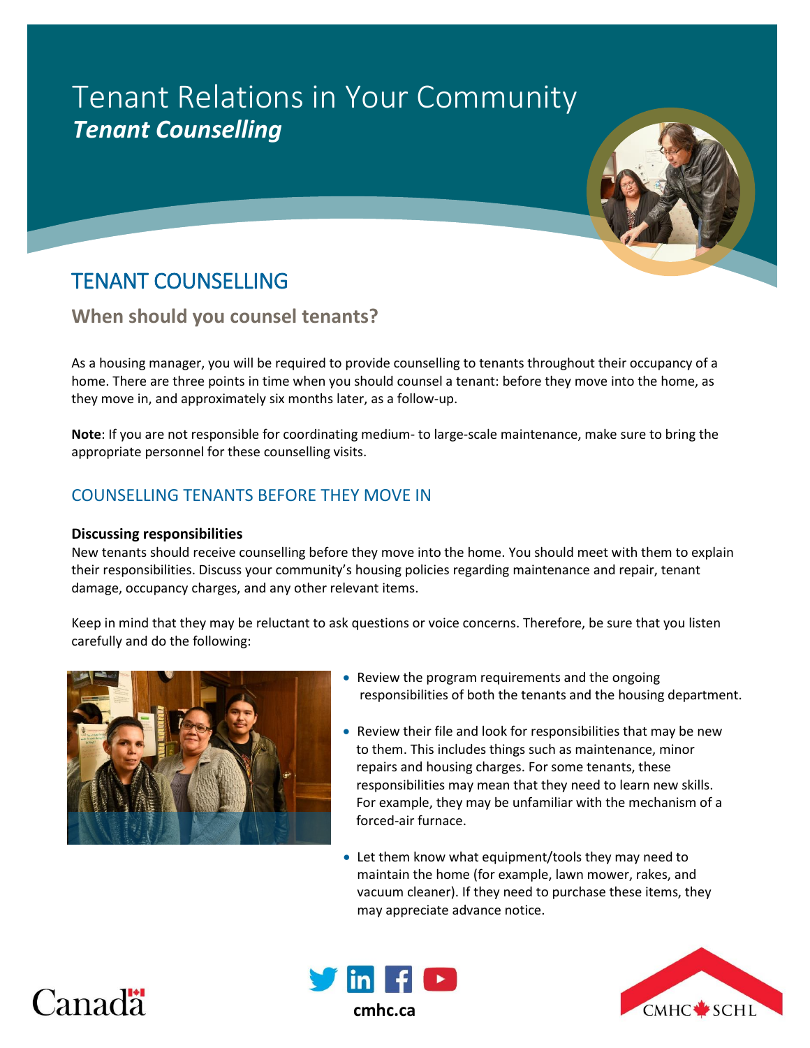# Tenant Relations in Your Community

***Tenant Counselling***

## TENANT COUNSELLING

### When should you counsel tenants?

As a housing manager, you will be required to provide counselling to tenants throughout their occupancy of a home. There are three points in time when you should counsel a tenant: before they move into the home, as they move in, and approximately six months later, as a follow-up.

**Note**: If you are not responsible for coordinating medium- to large-scale maintenance, make sure to bring the appropriate personnel for these counselling visits.

## COUNSELLING TENANTS BEFORE THEY MOVE IN

**Discussing responsibilities**

New tenants should receive counselling before they move into the home. You should meet with them to explain their responsibilities. Discuss your community's housing policies regarding maintenance and repair, tenant damage, occupancy charges, and any other relevant items.

Keep in mind that they may be reluctant to ask questions or voice concerns. Therefore, be sure that you listen carefully and do the following:

- Review the program requirements and the ongoing responsibilities of both the tenants and the housing department.
- Review their file and look for responsibilities that may be new to them. This includes things such as maintenance, minor repairs and housing charges. For some tenants, these responsibilities may mean that they need to learn new skills. For example, they may be unfamiliar with the mechanism of a forced-air furnace.
- Let them know what equipment/tools they may need to maintain the home (for example, lawn mower, rakes, and vacuum cleaner). If they need to purchase these items, they may appreciate advance notice.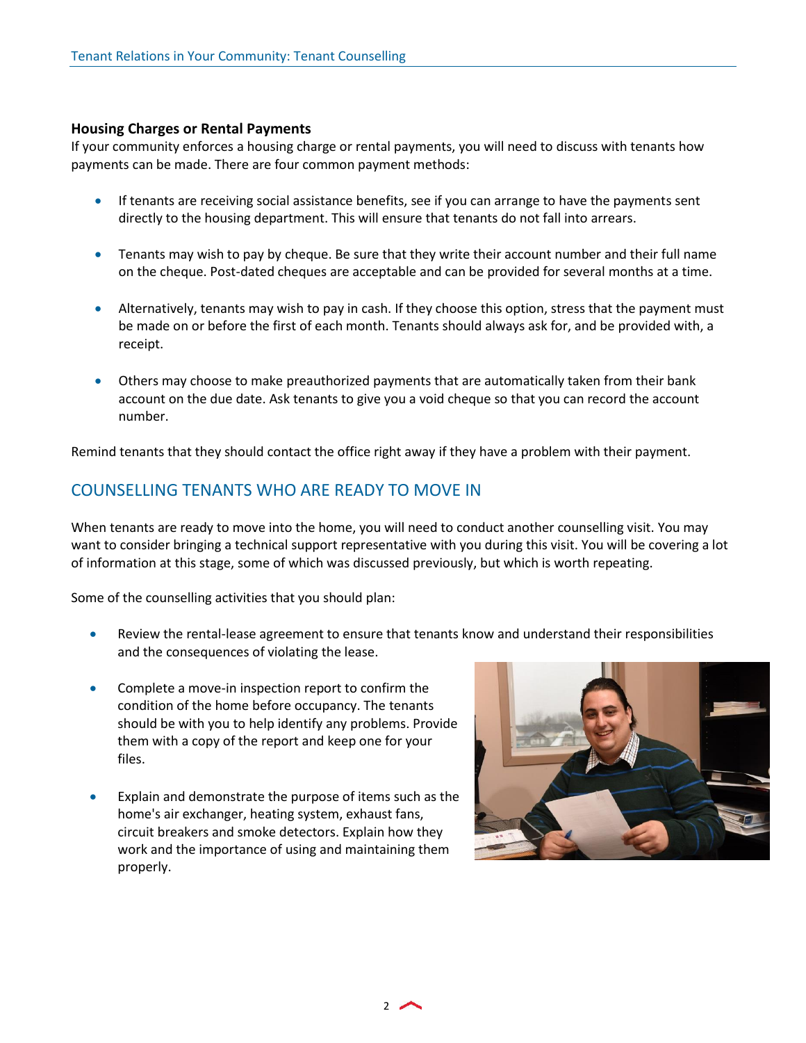### Housing Charges or Rental Payments

If your community enforces a housing charge or rental payments, you will need to discuss with tenants how payments can be made. There are four common payment methods:

- If tenants are receiving social assistance benefits, see if you can arrange to have the payments sent directly to the housing department. This will ensure that tenants do not fall into arrears.
- Tenants may wish to pay by cheque. Be sure that they write their account number and their full name on the cheque. Post-dated cheques are acceptable and can be provided for several months at a time.
- Alternatively, tenants may wish to pay in cash. If they choose this option, stress that the payment must be made on or before the first of each month. Tenants should always ask for, and be provided with, a receipt.
- Others may choose to make preauthorized payments that are automatically taken from their bank account on the due date. Ask tenants to give you a void cheque so that you can record the account number.

Remind tenants that they should contact the office right away if they have a problem with their payment.

## COUNSELLING TENANTS WHO ARE READY TO MOVE IN

When tenants are ready to move into the home, you will need to conduct another counselling visit. You may want to consider bringing a technical support representative with you during this visit. You will be covering a lot of information at this stage, some of which was discussed previously, but which is worth repeating.

Some of the counselling activities that you should plan:

- Review the rental-lease agreement to ensure that tenants know and understand their responsibilities and the consequences of violating the lease.
- Complete a move-in inspection report to confirm the condition of the home before occupancy. The tenants should be with you to help identify any problems. Provide them with a copy of the report and keep one for your files.
- Explain and demonstrate the purpose of items such as the home's air exchanger, heating system, exhaust fans, circuit breakers and smoke detectors. Explain how they work and the importance of using and maintaining them properly.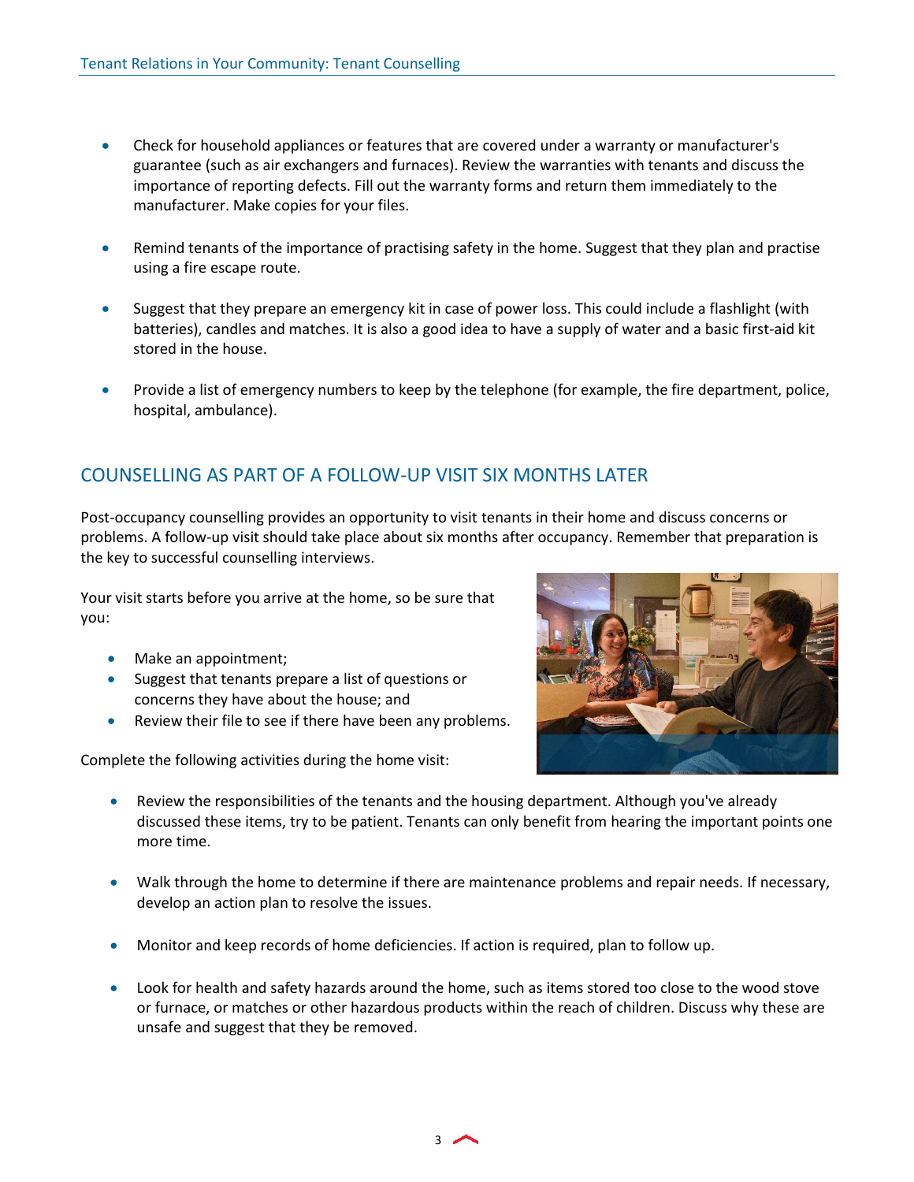- Check for household appliances or features that are covered under a warranty or manufacturer's guarantee (such as air exchangers and furnaces). Review the warranties with tenants and discuss the importance of reporting defects. Fill out the warranty forms and return them immediately to the manufacturer. Make copies for your files.

- Remind tenants of the importance of practising safety in the home. Suggest that they plan and practise using a fire escape route.

- Suggest that they prepare an emergency kit in case of power loss. This could include a flashlight (with batteries), candles and matches. It is also a good idea to have a supply of water and a basic first-aid kit stored in the house.

- Provide a list of emergency numbers to keep by the telephone (for example, the fire department, police, hospital, ambulance).

## COUNSELLING AS PART OF A FOLLOW-UP VISIT SIX MONTHS LATER

Post-occupancy counselling provides an opportunity to visit tenants in their home and discuss concerns or problems. A follow-up visit should take place about six months after occupancy. Remember that preparation is the key to successful counselling interviews.

Your visit starts before you arrive at the home, so be sure that you:

- Make an appointment;
- Suggest that tenants prepare a list of questions or concerns they have about the house; and
- Review their file to see if there have been any problems.

Complete the following activities during the home visit:

- Review the responsibilities of the tenants and the housing department. Although you've already discussed these items, try to be patient. Tenants can only benefit from hearing the important points one more time.

- Walk through the home to determine if there are maintenance problems and repair needs. If necessary, develop an action plan to resolve the issues.

- Monitor and keep records of home deficiencies. If action is required, plan to follow up.

- Look for health and safety hazards around the home, such as items stored too close to the wood stove or furnace, or matches or other hazardous products within the reach of children. Discuss why these are unsafe and suggest that they be removed.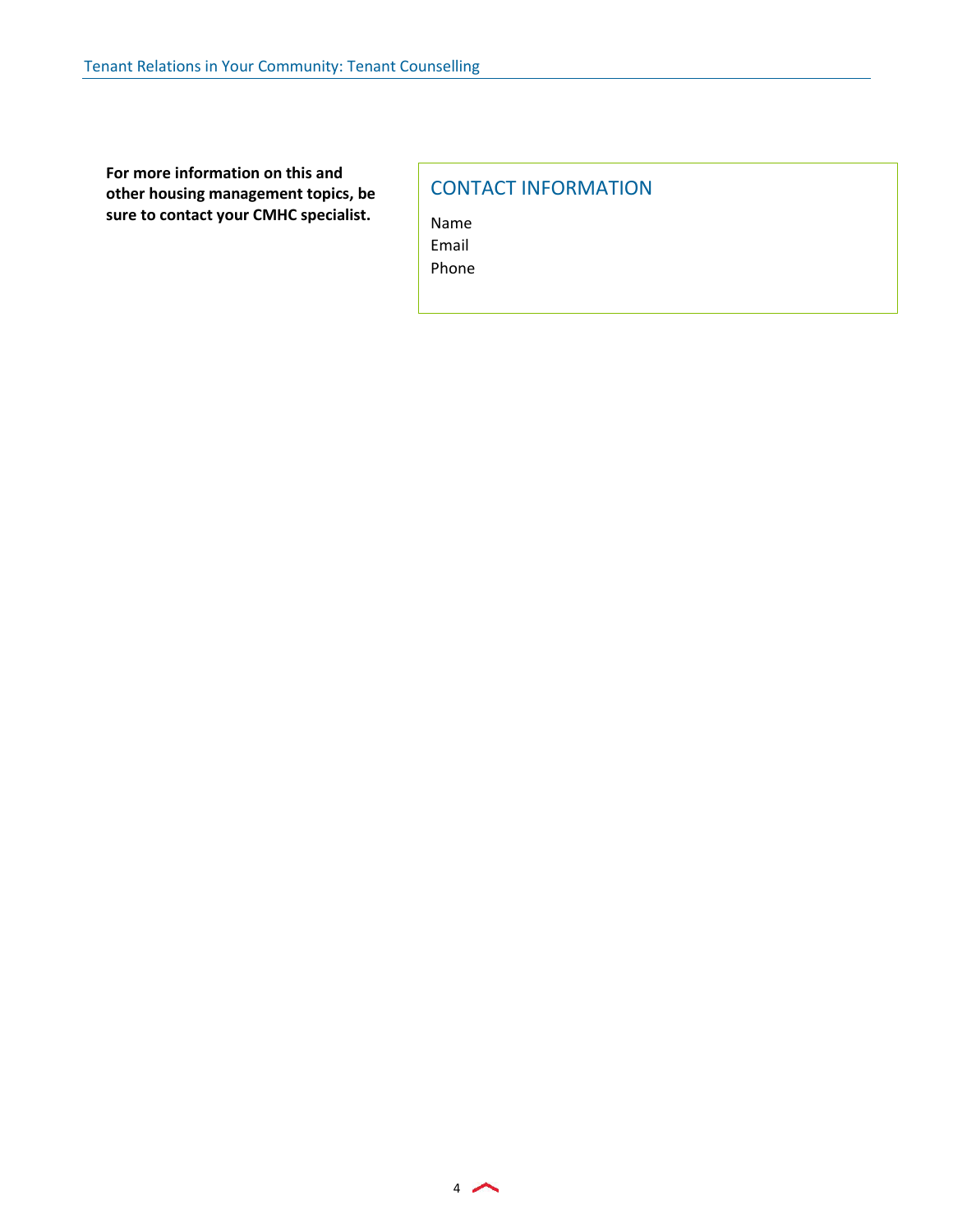**For more information on this and other housing management topics, be sure to contact your CMHC specialist.**

## CONTACT INFORMATION

Name
Email
Phone